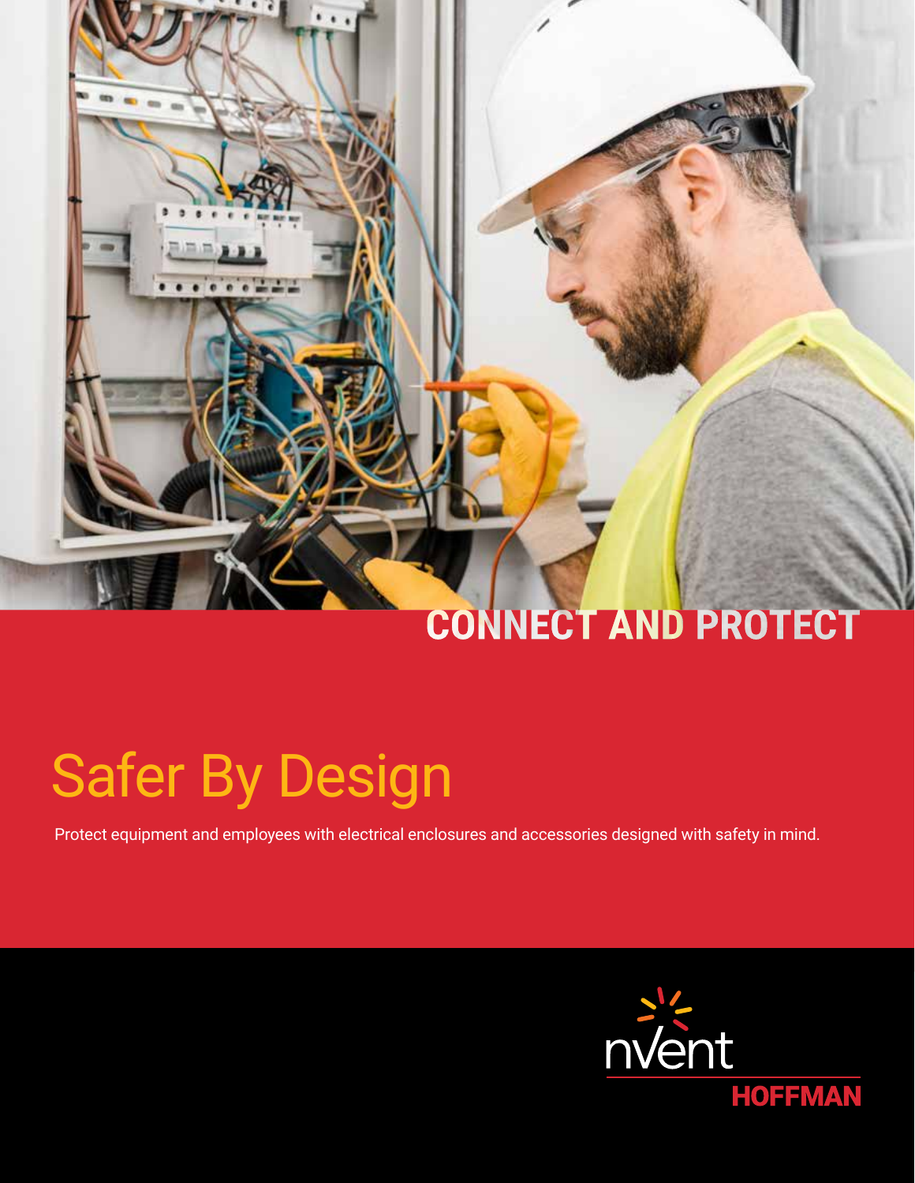CONNECT AND PROTECT

# Safer By Design

Protect equipment and employees with electrical enclosures and accessories designed with safety in mind.

nVent HOFFMAN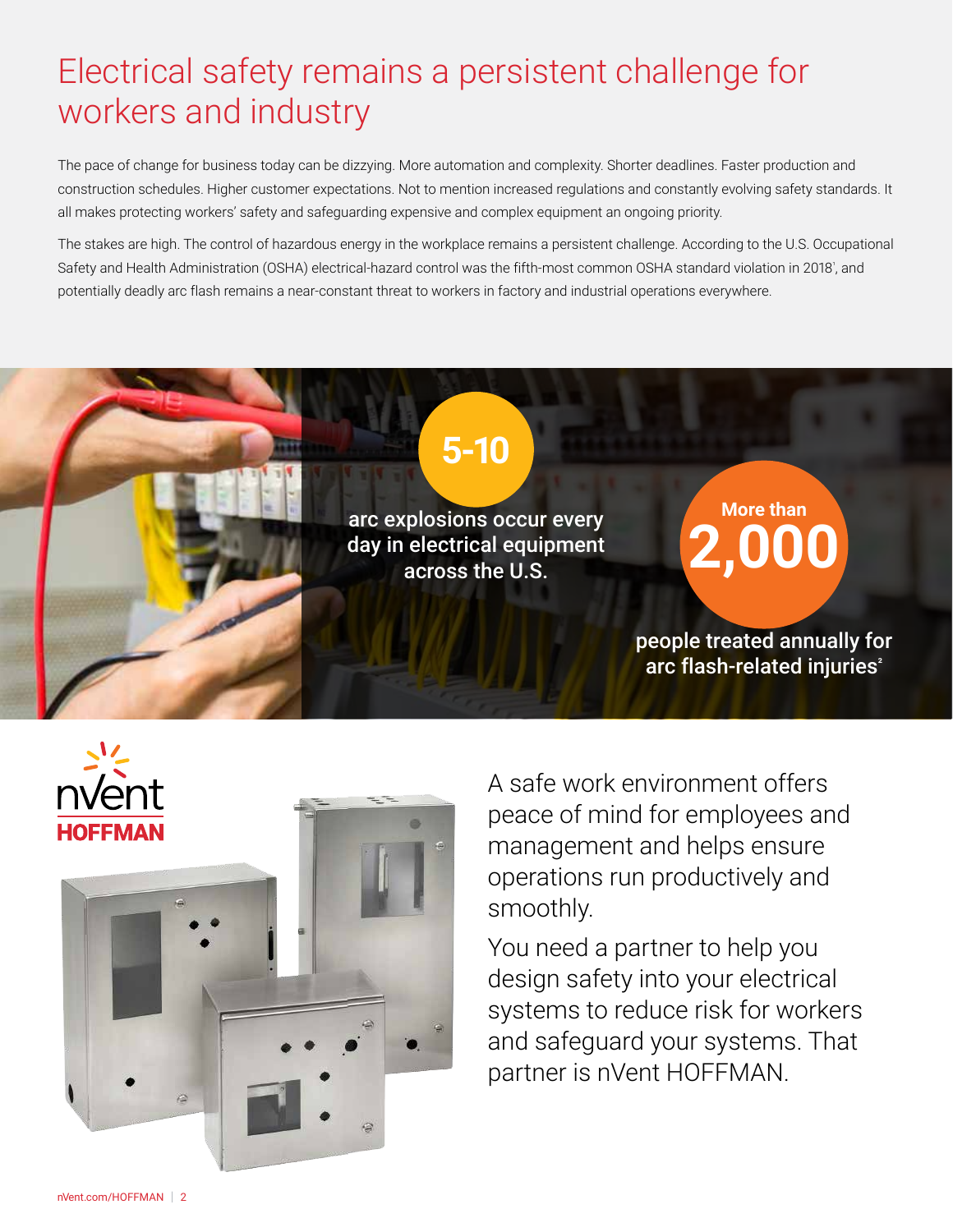# Electrical safety remains a persistent challenge for workers and industry

The pace of change for business today can be dizzying. More automation and complexity. Shorter deadlines. Faster production and construction schedules. Higher customer expectations. Not to mention increased regulations and constantly evolving safety standards. It all makes protecting workers' safety and safeguarding expensive and complex equipment an ongoing priority.

The stakes are high. The control of hazardous energy in the workplace remains a persistent challenge. According to the U.S. Occupational Safety and Health Administration (OSHA) electrical-hazard control was the fifth-most common OSHA standard violation in 2018[1], and potentially deadly arc flash remains a near-constant threat to workers in factory and industrial operations everywhere.

**5-10**

**arc explosions occur every day in electrical equipment across the U.S.**

**More than 2,000**

**people treated annually for arc flash-related injuries[2]**

nVent HOFFMAN

A safe work environment offers peace of mind for employees and management and helps ensure operations run productively and smoothly.

You need a partner to help you design safety into your electrical systems to reduce risk for workers and safeguard your systems. That partner is nVent HOFFMAN.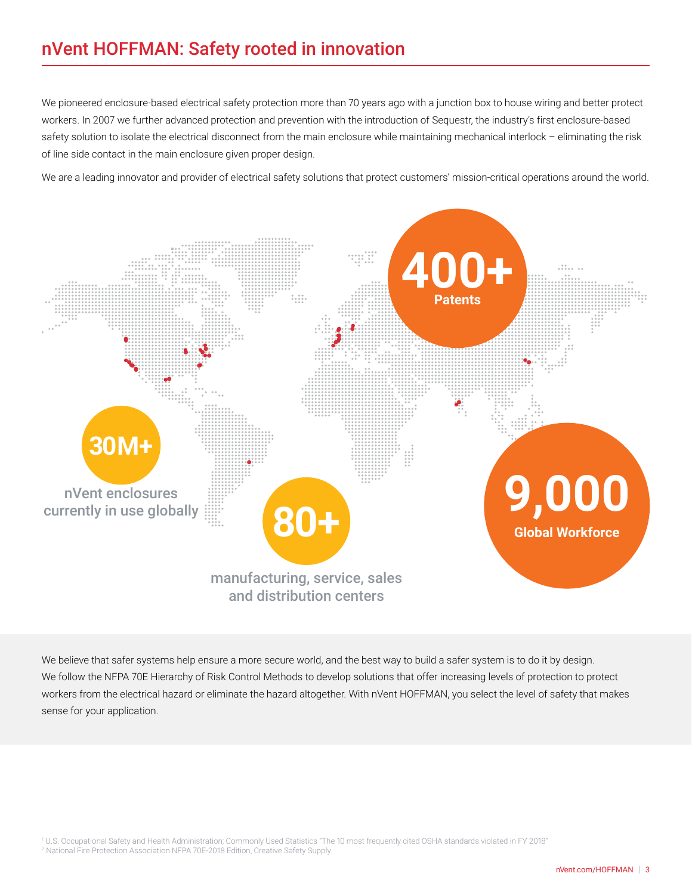## nVent HOFFMAN: Safety rooted in innovation

We pioneered enclosure-based electrical safety protection more than 70 years ago with a junction box to house wiring and better protect workers. In 2007 we further advanced protection and prevention with the introduction of Sequestr, the industry's first enclosure-based safety solution to isolate the electrical disconnect from the main enclosure while maintaining mechanical interlock – eliminating the risk of line side contact in the main enclosure given proper design.

We are a leading innovator and provider of electrical safety solutions that protect customers' mission-critical operations around the world.

**400+** Patents

**30M+** nVent enclosures currently in use globally

**80+** manufacturing, service, sales and distribution centers

**9,000** Global Workforce

We believe that safer systems help ensure a more secure world, and the best way to build a safer system is to do it by design. We follow the NFPA 70E Hierarchy of Risk Control Methods to develop solutions that offer increasing levels of protection to protect workers from the electrical hazard or eliminate the hazard altogether. With nVent HOFFMAN, you select the level of safety that makes sense for your application.

[1] U.S. Occupational Safety and Health Administration; Commonly Used Statistics "The 10 most frequently cited OSHA standards violated in FY 2018"
[2] National Fire Protection Association NFPA 70E-2018 Edition, Creative Safety Supply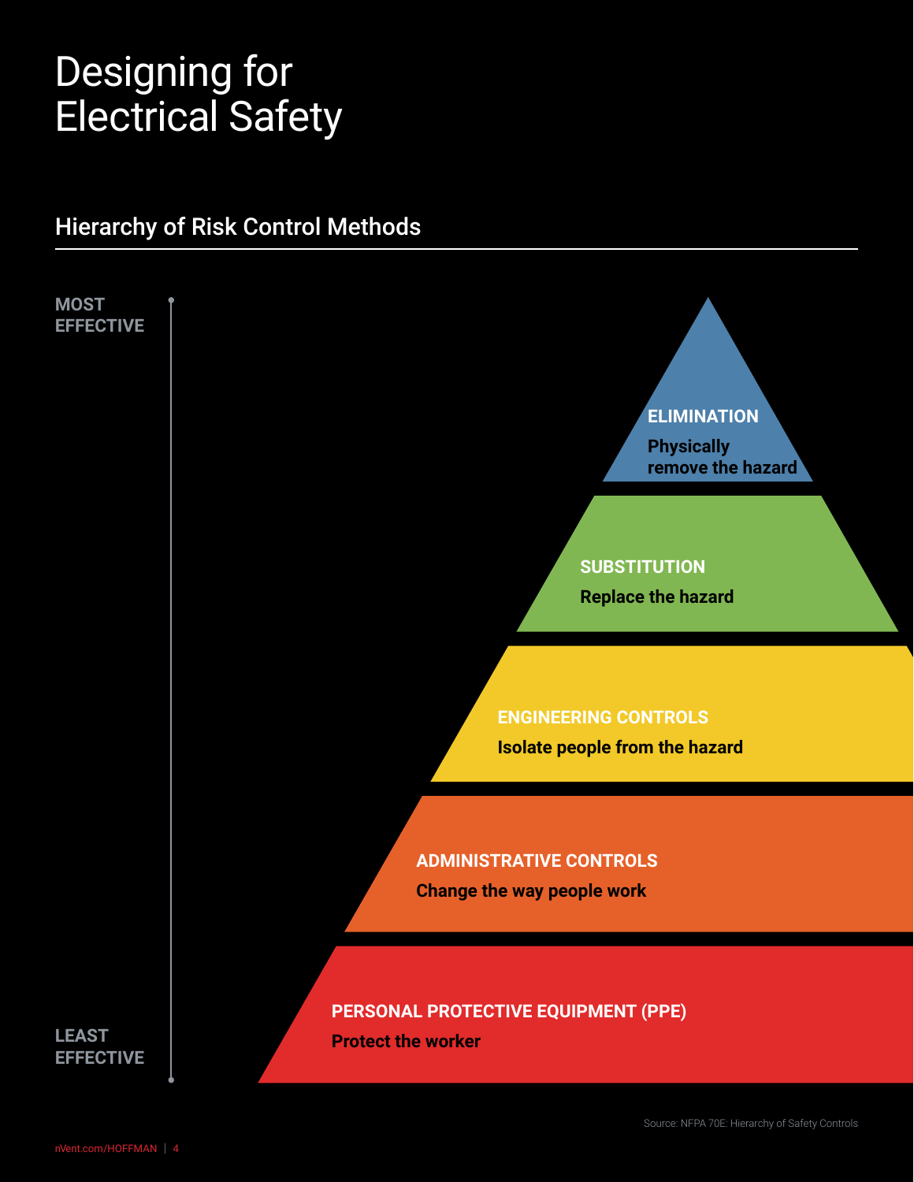# Designing for Electrical Safety

## Hierarchy of Risk Control Methods

MOST EFFECTIVE

**ELIMINATION**
Physically remove the hazard

**SUBSTITUTION**
Replace the hazard

**ENGINEERING CONTROLS**
Isolate people from the hazard

**ADMINISTRATIVE CONTROLS**
Change the way people work

**PERSONAL PROTECTIVE EQUIPMENT (PPE)**
Protect the worker

LEAST EFFECTIVE

Source: NFPA 70E: Hierarchy of Safety Controls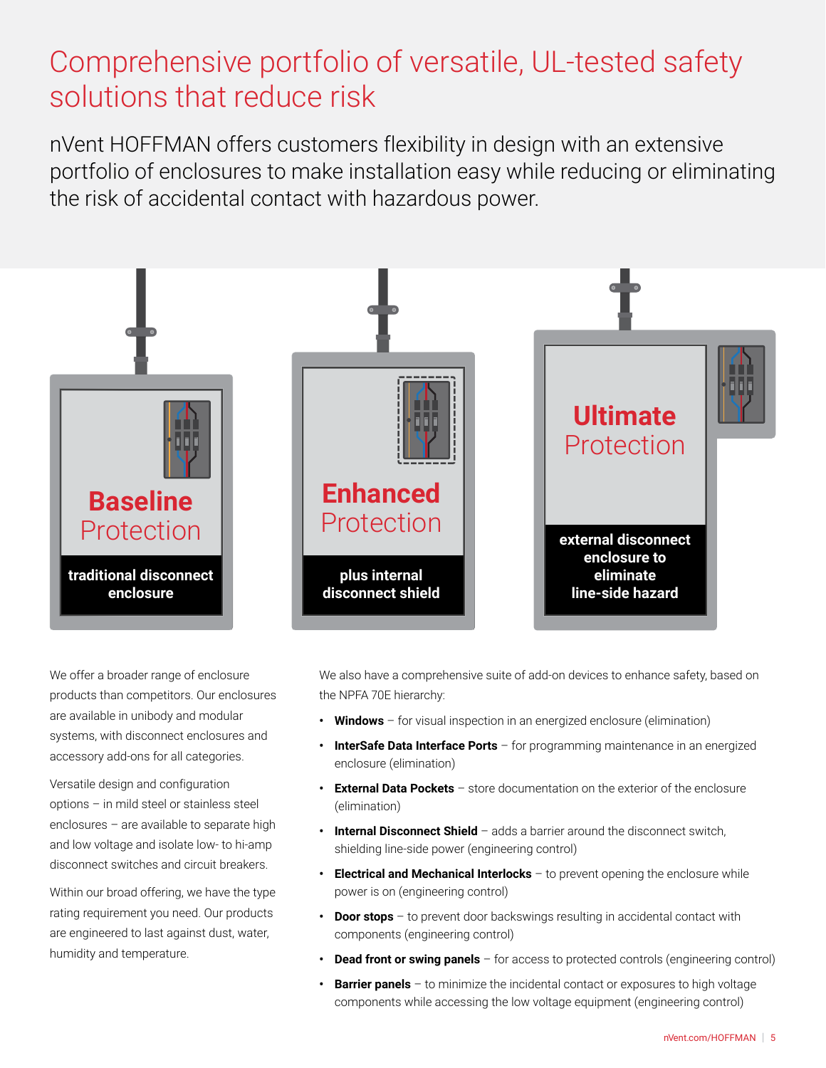# Comprehensive portfolio of versatile, UL-tested safety solutions that reduce risk

nVent HOFFMAN offers customers flexibility in design with an extensive portfolio of enclosures to make installation easy while reducing or eliminating the risk of accidental contact with hazardous power.

**Baseline** Protection

traditional disconnect enclosure

**Enhanced** Protection

plus internal disconnect shield

**Ultimate** Protection

external disconnect enclosure to eliminate line-side hazard

We offer a broader range of enclosure products than competitors. Our enclosures are available in unibody and modular systems, with disconnect enclosures and accessory add-ons for all categories.

Versatile design and configuration options – in mild steel or stainless steel enclosures – are available to separate high and low voltage and isolate low- to hi-amp disconnect switches and circuit breakers.

Within our broad offering, we have the type rating requirement you need. Our products are engineered to last against dust, water, humidity and temperature.

We also have a comprehensive suite of add-on devices to enhance safety, based on the NPFA 70E hierarchy:

- **Windows** – for visual inspection in an energized enclosure (elimination)
- **InterSafe Data Interface Ports** – for programming maintenance in an energized enclosure (elimination)
- **External Data Pockets** – store documentation on the exterior of the enclosure (elimination)
- **Internal Disconnect Shield** – adds a barrier around the disconnect switch, shielding line-side power (engineering control)
- **Electrical and Mechanical Interlocks** – to prevent opening the enclosure while power is on (engineering control)
- **Door stops** – to prevent door backswings resulting in accidental contact with components (engineering control)
- **Dead front or swing panels** – for access to protected controls (engineering control)
- **Barrier panels** – to minimize the incidental contact or exposures to high voltage components while accessing the low voltage equipment (engineering control)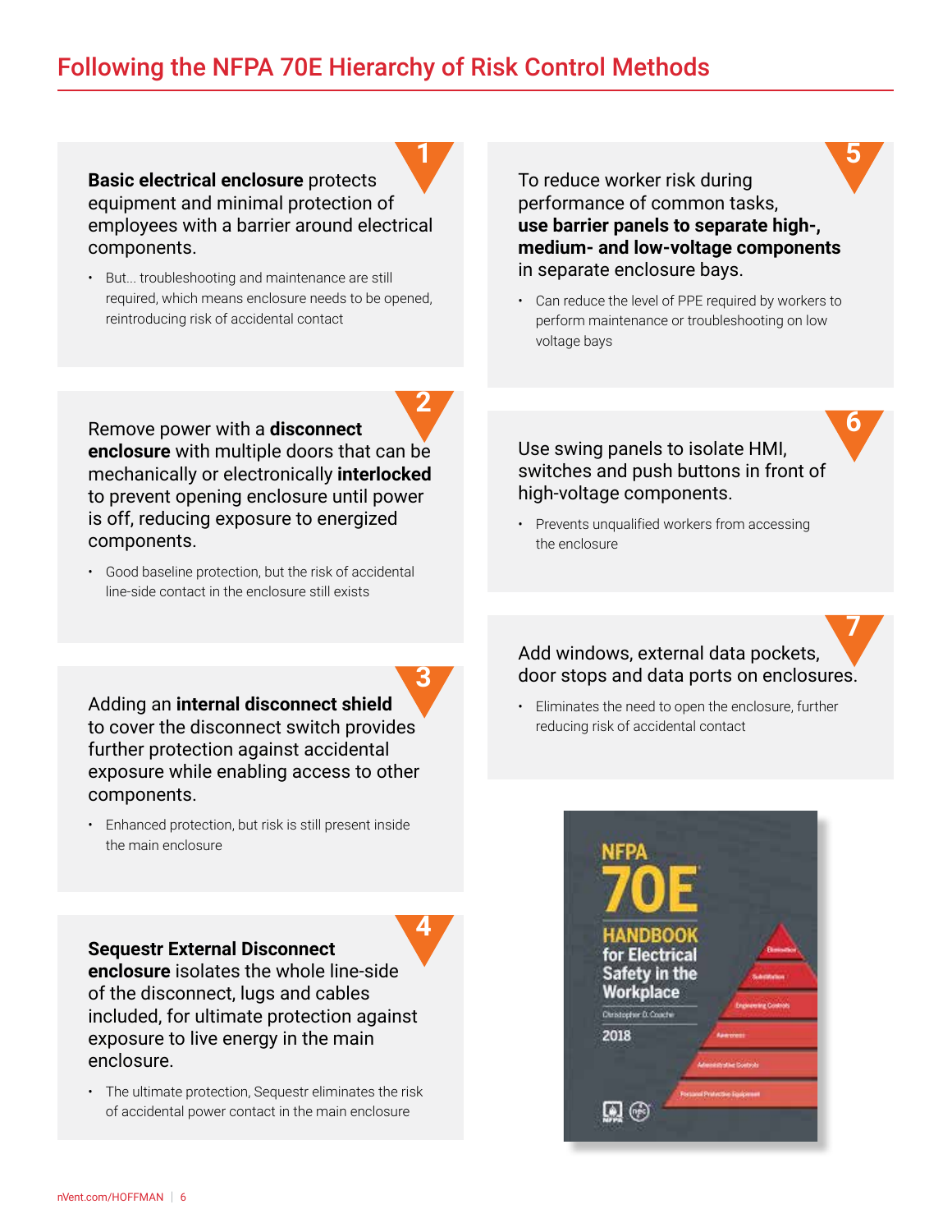# Following the NFPA 70E Hierarchy of Risk Control Methods

**1**

**Basic electrical enclosure** protects equipment and minimal protection of employees with a barrier around electrical components.

- But... troubleshooting and maintenance are still required, which means enclosure needs to be opened, reintroducing risk of accidental contact

**2**

Remove power with a **disconnect enclosure** with multiple doors that can be mechanically or electronically **interlocked** to prevent opening enclosure until power is off, reducing exposure to energized components.

- Good baseline protection, but the risk of accidental line-side contact in the enclosure still exists

**3**

Adding an **internal disconnect shield** to cover the disconnect switch provides further protection against accidental exposure while enabling access to other components.

- Enhanced protection, but risk is still present inside the main enclosure

**4**

**Sequestr External Disconnect enclosure** isolates the whole line-side of the disconnect, lugs and cables included, for ultimate protection against exposure to live energy in the main enclosure.

- The ultimate protection, Sequestr eliminates the risk of accidental power contact in the main enclosure

**5**

To reduce worker risk during performance of common tasks, **use barrier panels to separate high-, medium- and low-voltage components** in separate enclosure bays.

- Can reduce the level of PPE required by workers to perform maintenance or troubleshooting on low voltage bays

**6**

Use swing panels to isolate HMI, switches and push buttons in front of high-voltage components.

- Prevents unqualified workers from accessing the enclosure

**7**

Add windows, external data pockets, door stops and data ports on enclosures.

- Eliminates the need to open the enclosure, further reducing risk of accidental contact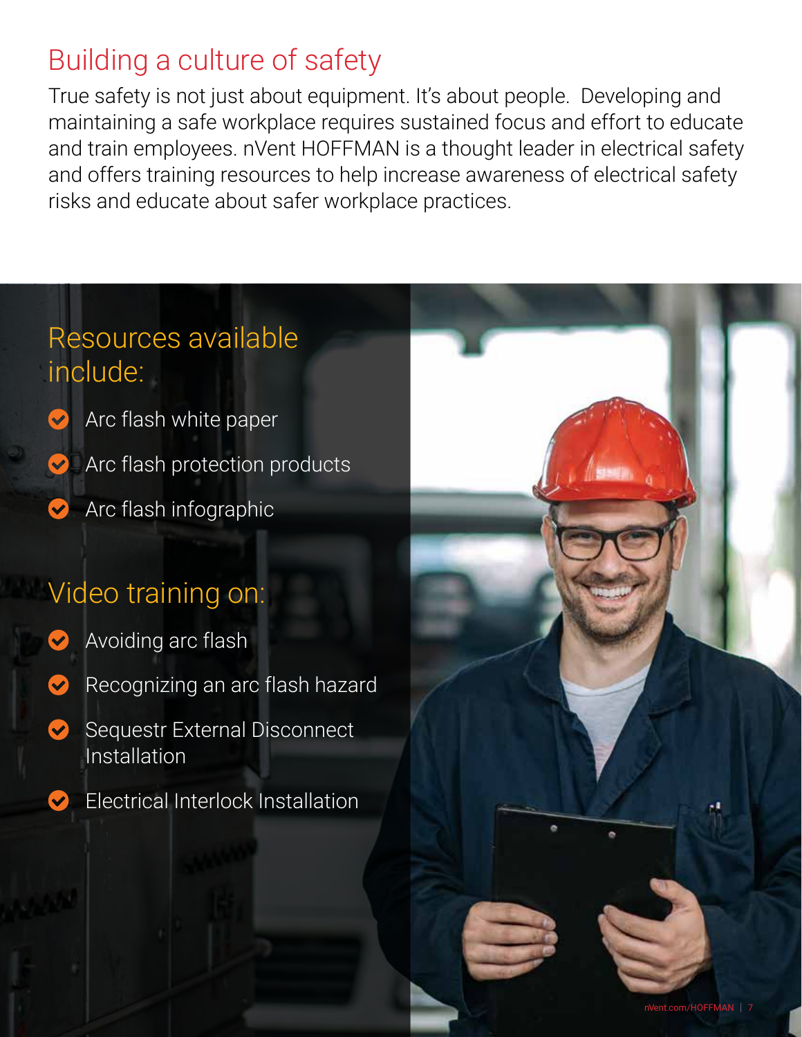# Building a culture of safety

True safety is not just about equipment. It's about people. Developing and maintaining a safe workplace requires sustained focus and effort to educate and train employees. nVent HOFFMAN is a thought leader in electrical safety and offers training resources to help increase awareness of electrical safety risks and educate about safer workplace practices.

## Resources available include:

- Arc flash white paper
- Arc flash protection products
- Arc flash infographic

## Video training on:

- Avoiding arc flash
- Recognizing an arc flash hazard
- Sequestr External Disconnect Installation
- Electrical Interlock Installation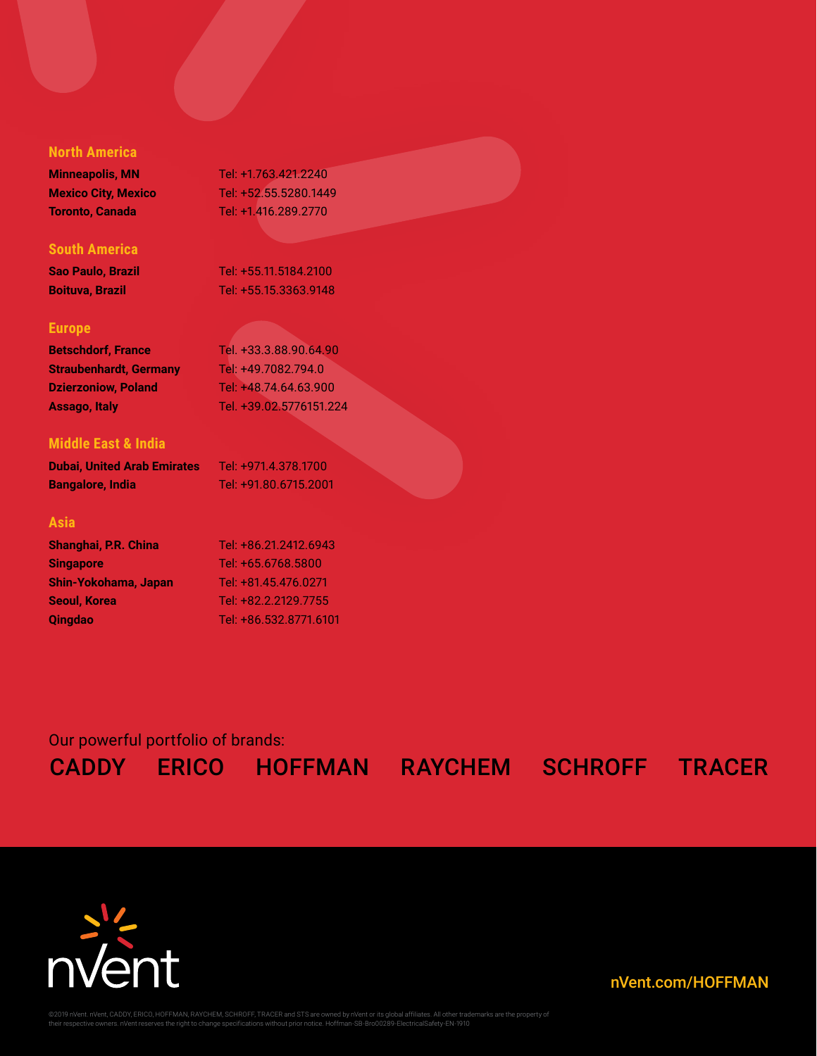## North America

| | |
|---|---|
| **Minneapolis, MN** | Tel: +1.763.421.2240 |
| **Mexico City, Mexico** | Tel: +52.55.5280.1449 |
| **Toronto, Canada** | Tel: +1.416.289.2770 |

## South America

| | |
|---|---|
| **Sao Paulo, Brazil** | Tel: +55.11.5184.2100 |
| **Boituva, Brazil** | Tel: +55.15.3363.9148 |

## Europe

| | |
|---|---|
| **Betschdorf, France** | Tel. +33.3.88.90.64.90 |
| **Straubenhardt, Germany** | Tel: +49.7082.794.0 |
| **Dzierzoniow, Poland** | Tel: +48.74.64.63.900 |
| **Assago, Italy** | Tel. +39.02.5776151.224 |

## Middle East & India

| | |
|---|---|
| **Dubai, United Arab Emirates** | Tel: +971.4.378.1700 |
| **Bangalore, India** | Tel: +91.80.6715.2001 |

## Asia

| | |
|---|---|
| **Shanghai, P.R. China** | Tel: +86.21.2412.6943 |
| **Singapore** | Tel: +65.6768.5800 |
| **Shin-Yokohama, Japan** | Tel: +81.45.476.0271 |
| **Seoul, Korea** | Tel: +82.2.2129.7755 |
| **Qingdao** | Tel: +86.532.8771.6101 |

Our powerful portfolio of brands:

CADDY ERICO HOFFMAN RAYCHEM SCHROFF TRACER

nVent

nVent.com/HOFFMAN

©2019 nVent. nVent, CADDY, ERICO, HOFFMAN, RAYCHEM, SCHROFF, TRACER and STS are owned by nVent or its global affiliates. All other trademarks are the property of their respective owners. nVent reserves the right to change specifications without prior notice. Hoffman-SB-Bro00289-ElectricalSafety-EN-1910